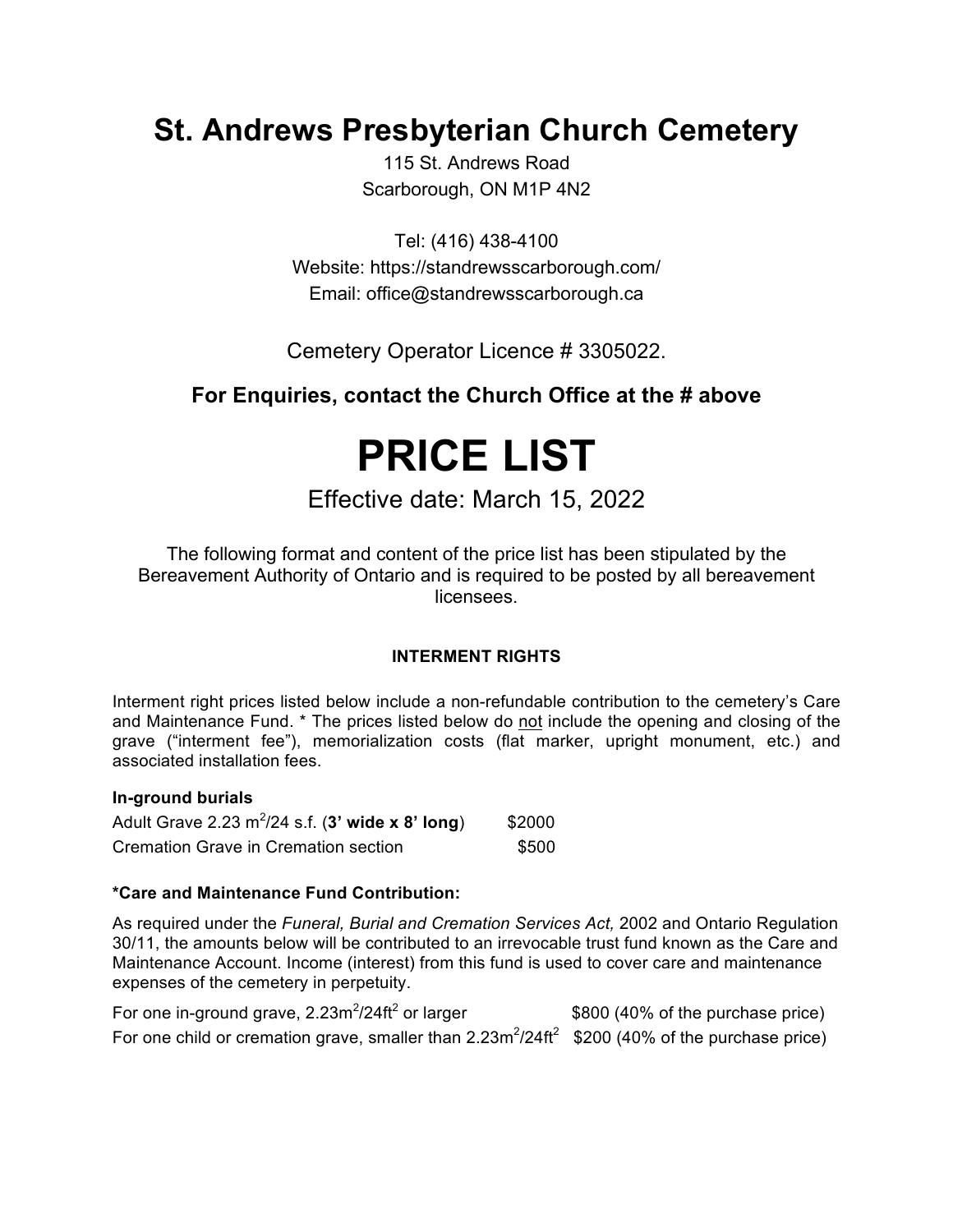# St. Andrews Presbyterian Church Cemetery

115 St. Andrews Road
Scarborough, ON M1P 4N2

Tel: (416) 438-4100
Website: https://standrewsscarborough.com/
Email: office@standrewsscarborough.ca

Cemetery Operator Licence # 3305022.

**For Enquiries, contact the Church Office at the # above**

# PRICE LIST

Effective date: March 15, 2022

The following format and content of the price list has been stipulated by the Bereavement Authority of Ontario and is required to be posted by all bereavement licensees.

### INTERMENT RIGHTS

Interment right prices listed below include a non-refundable contribution to the cemetery's Care and Maintenance Fund. * The prices listed below do not include the opening and closing of the grave ("interment fee"), memorialization costs (flat marker, upright monument, etc.) and associated installation fees.

**In-ground burials**

| | |
|---|---|
| Adult Grave 2.23 $m^2$/24 s.f. (**3' wide x 8' long**) | $2000 |
| Cremation Grave in Cremation section | $500 |

**\*Care and Maintenance Fund Contribution:**

As required under the *Funeral, Burial and Cremation Services Act,* 2002 and Ontario Regulation 30/11, the amounts below will be contributed to an irrevocable trust fund known as the Care and Maintenance Account. Income (interest) from this fund is used to cover care and maintenance expenses of the cemetery in perpetuity.

| | |
|---|---|
| For one in-ground grave, $2.23m^2/24ft^2$ or larger | $800 (40% of the purchase price) |
| For one child or cremation grave, smaller than $2.23m^2/24ft^2$ | $200 (40% of the purchase price) |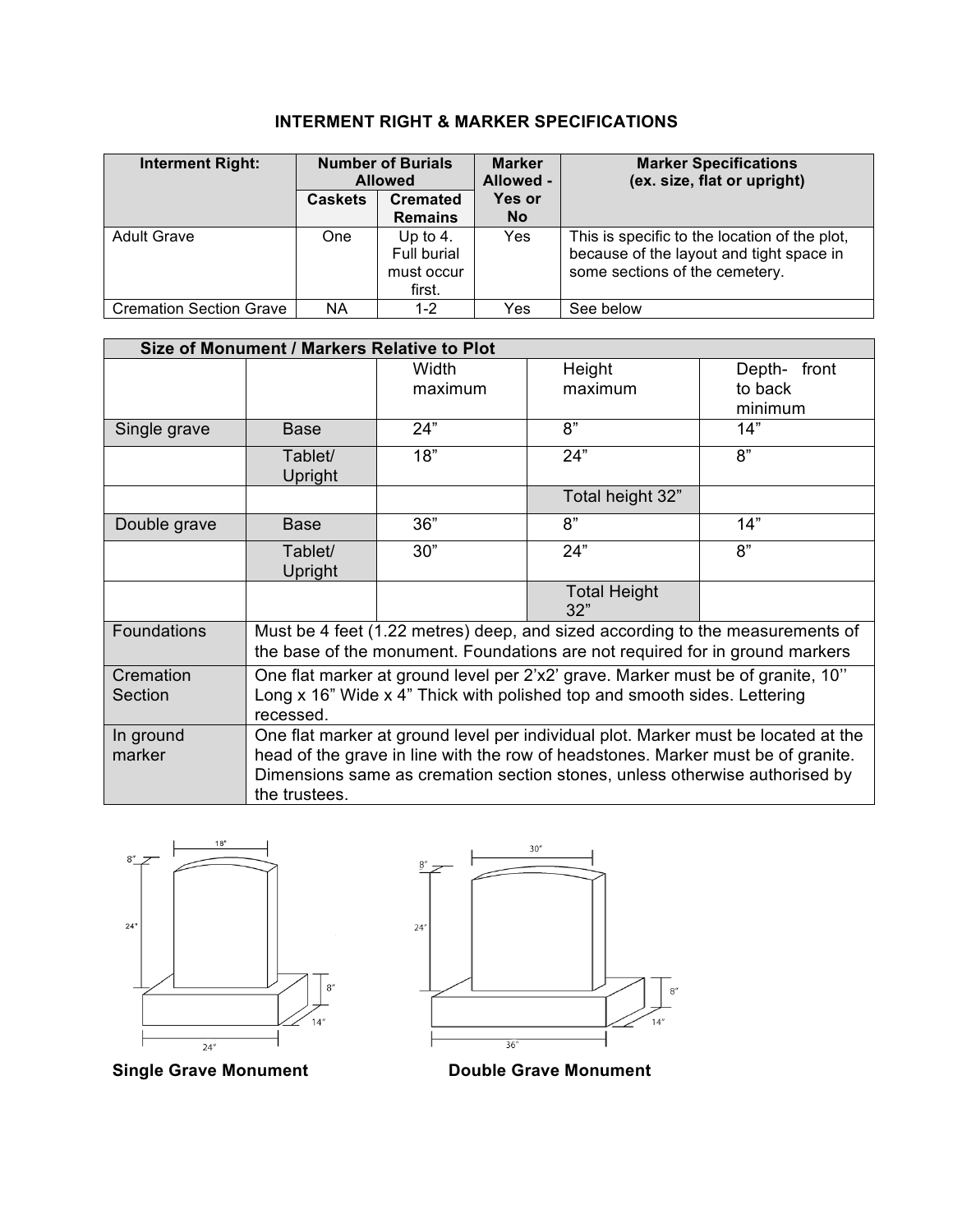## INTERMENT RIGHT & MARKER SPECIFICATIONS

| Interment Right: | Number of Burials Allowed | | Marker Allowed - Yes or No | Marker Specifications (ex. size, flat or upright) |
|---|---|---|---|---|
| | Caskets | Cremated Remains | | |
| Adult Grave | One | Up to 4. Full burial must occur first. | Yes | This is specific to the location of the plot, because of the layout and tight space in some sections of the cemetery. |
| Cremation Section Grave | NA | 1-2 | Yes | See below |

| Size of Monument / Markers Relative to Plot | | | | |
|---|---|---|---|---|
| | | Width maximum | Height maximum | Depth- front to back minimum |
| Single grave | Base | 24” | 8” | 14” |
| | Tablet/ Upright | 18” | 24” | 8” |
| | | | Total height 32” | |
| Double grave | Base | 36” | 8” | 14” |
| | Tablet/ Upright | 30” | 24” | 8” |
| | | | Total Height 32” | |
| Foundations | Must be 4 feet (1.22 metres) deep, and sized according to the measurements of the base of the monument. Foundations are not required for in ground markers | | | |
| Cremation Section | One flat marker at ground level per 2’x2’ grave. Marker must be of granite, 10’’ Long x 16” Wide x 4” Thick with polished top and smooth sides. Lettering recessed. | | | |
| In ground marker | One flat marker at ground level per individual plot. Marker must be located at the head of the grave in line with the row of headstones. Marker must be of granite. Dimensions same as cremation section stones, unless otherwise authorised by the trustees. | | | |

**Single Grave Monument**

**Double Grave Monument**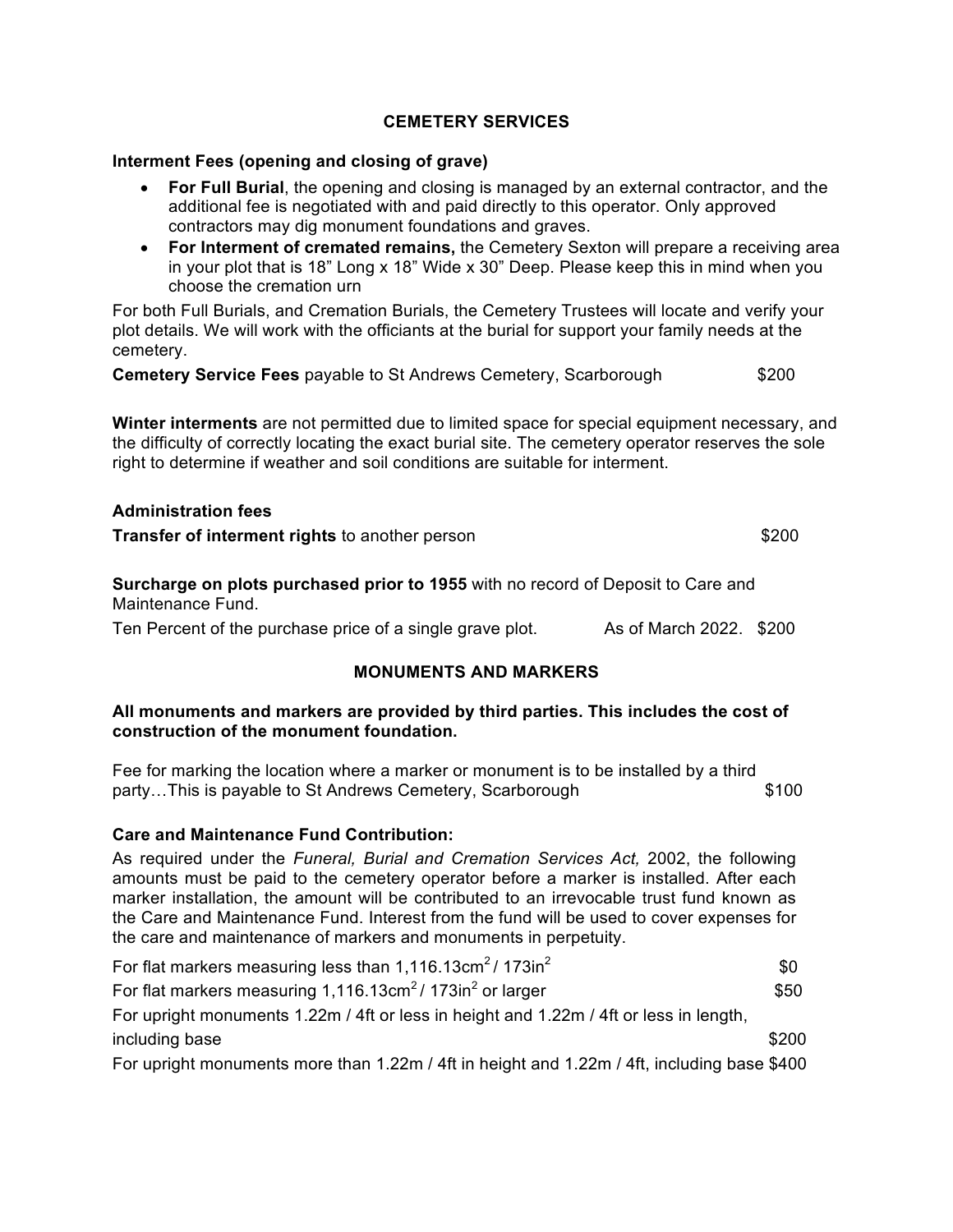## CEMETERY SERVICES

**Interment Fees (opening and closing of grave)**

- **For Full Burial**, the opening and closing is managed by an external contractor, and the additional fee is negotiated with and paid directly to this operator. Only approved contractors may dig monument foundations and graves.
- **For Interment of cremated remains,** the Cemetery Sexton will prepare a receiving area in your plot that is 18" Long x 18" Wide x 30" Deep. Please keep this in mind when you choose the cremation urn

For both Full Burials, and Cremation Burials, the Cemetery Trustees will locate and verify your plot details. We will work with the officiants at the burial for support your family needs at the cemetery.

**Cemetery Service Fees** payable to St Andrews Cemetery, Scarborough $200

**Winter interments** are not permitted due to limited space for special equipment necessary, and the difficulty of correctly locating the exact burial site. The cemetery operator reserves the sole right to determine if weather and soil conditions are suitable for interment.

**Administration fees**

**Transfer of interment rights** to another person $200

**Surcharge on plots purchased prior to 1955** with no record of Deposit to Care and Maintenance Fund.

Ten Percent of the purchase price of a single grave plot. As of March 2022. $200

## MONUMENTS AND MARKERS

**All monuments and markers are provided by third parties. This includes the cost of construction of the monument foundation.**

Fee for marking the location where a marker or monument is to be installed by a third party…This is payable to St Andrews Cemetery, Scarborough $100

**Care and Maintenance Fund Contribution:**

As required under the *Funeral, Burial and Cremation Services Act,* 2002, the following amounts must be paid to the cemetery operator before a marker is installed. After each marker installation, the amount will be contributed to an irrevocable trust fund known as the Care and Maintenance Fund. Interest from the fund will be used to cover expenses for the care and maintenance of markers and monuments in perpetuity.

For flat markers measuring less than 1,116.13cm$^2$ / 173in$^2$ $0

For flat markers measuring 1,116.13cm$^2$ / 173in$^2$ or larger $50

For upright monuments 1.22m / 4ft or less in height and 1.22m / 4ft or less in length, including base $200

For upright monuments more than 1.22m / 4ft in height and 1.22m / 4ft, including base $400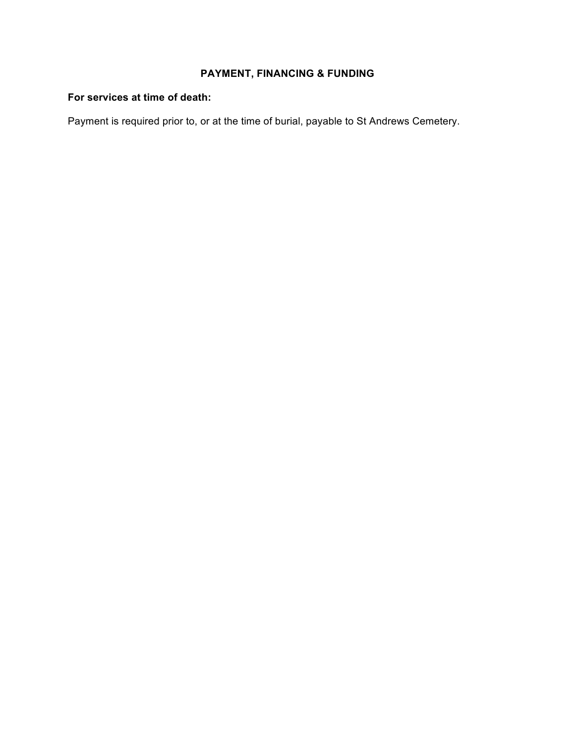## PAYMENT, FINANCING & FUNDING

**For services at time of death:**

Payment is required prior to, or at the time of burial, payable to St Andrews Cemetery.